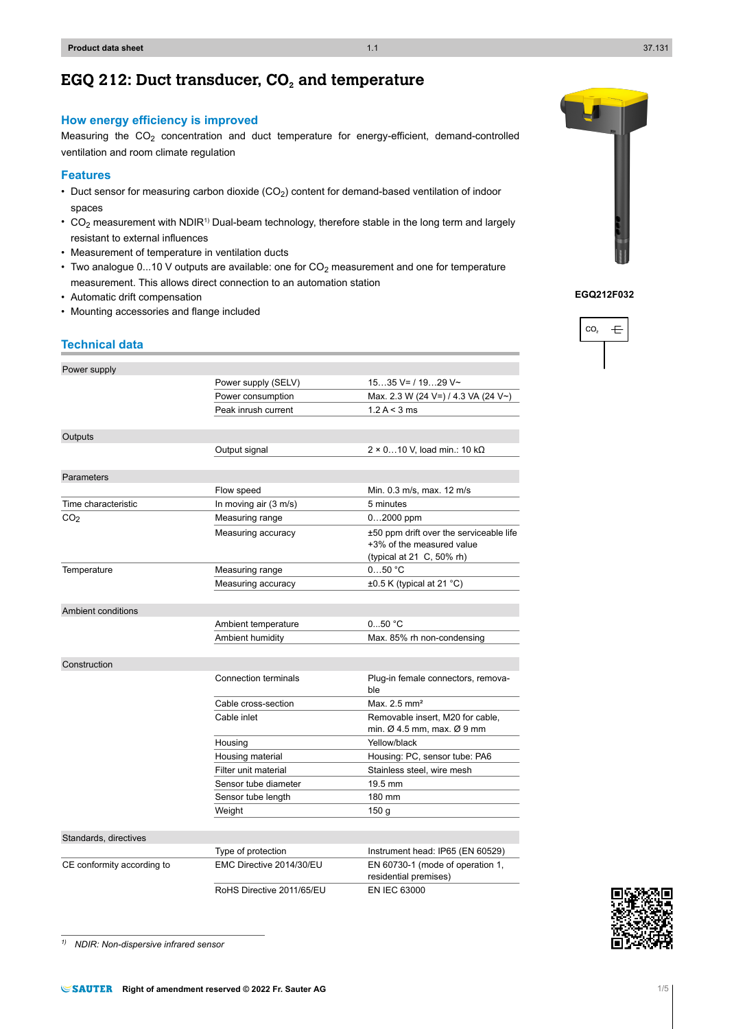# EGQ 212: Duct transducer, $CO_2$ and temperature

## How energy efficiency is improved

Measuring the $CO_2$ concentration and duct temperature for energy-efficient, demand-controlled ventilation and room climate regulation

## Features

- Duct sensor for measuring carbon dioxide ($CO_2$) content for demand-based ventilation of indoor spaces
- $CO_2$ measurement with NDIR[1)] Dual-beam technology, therefore stable in the long term and largely resistant to external influences
- Measurement of temperature in ventilation ducts
- Two analogue 0...10 V outputs are available: one for $CO_2$ measurement and one for temperature measurement. This allows direct connection to an automation station
- Automatic drift compensation
- Mounting accessories and flange included

**EGQ212F032**

## Technical data

| | | |
|---|---|---|
| **Power supply** | | |
| | Power supply (SELV) | 15…35 V= / 19…29 V~ |
| | Power consumption | Max. 2.3 W (24 V=) / 4.3 VA (24 V~) |
| | Peak inrush current | 1.2 A < 3 ms |
| **Outputs** | | |
| | Output signal | 2 × 0…10 V, load min.: 10 kΩ |
| **Parameters** | | |
| | Flow speed | Min. 0.3 m/s, max. 12 m/s |
| Time characteristic | In moving air (3 m/s) | 5 minutes |
| $CO_2$ | Measuring range | 0…2000 ppm |
| | Measuring accuracy | ±50 ppm drift over the serviceable life +3% of the measured value (typical at 21  C, 50% rh) |
| Temperature | Measuring range | 0…50 °C |
| | Measuring accuracy | ±0.5 K (typical at 21 °C) |
| **Ambient conditions** | | |
| | Ambient temperature | 0...50 °C |
| | Ambient humidity | Max. 85% rh non-condensing |
| **Construction** | | |
| | Connection terminals | Plug-in female connectors, removable |
| | Cable cross-section | Max. 2.5 mm² |
| | Cable inlet | Removable insert, M20 for cable, min. Ø 4.5 mm, max. Ø 9 mm |
| | Housing | Yellow/black |
| | Housing material | Housing: PC, sensor tube: PA6 |
| | Filter unit material | Stainless steel, wire mesh |
| | Sensor tube diameter | 19.5 mm |
| | Sensor tube length | 180 mm |
| | Weight | 150 g |
| **Standards, directives** | | |
| | Type of protection | Instrument head: IP65 (EN 60529) |
| CE conformity according to | EMC Directive 2014/30/EU | EN 60730-1 (mode of operation 1, residential premises) |
| | RoHS Directive 2011/65/EU | EN IEC 63000 |

*1) NDIR: Non-dispersive infrared sensor*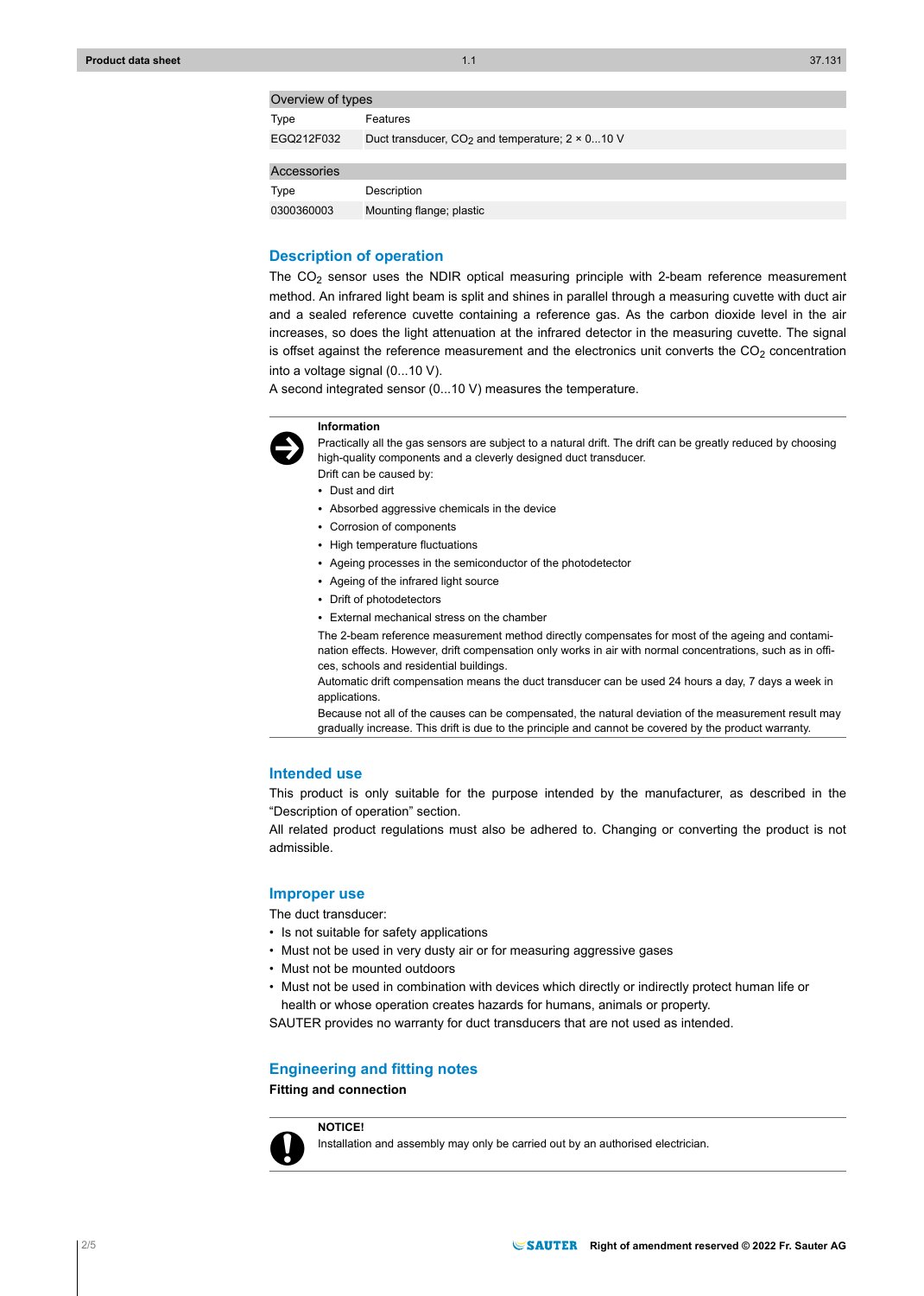| Overview of types | |
|---|---|
| Type | Features |
| EGQ212F032 | Duct transducer, $CO_2$ and temperature; 2 × 0...10 V |

| Accessories | |
|---|---|
| Type | Description |
| 0300360003 | Mounting flange; plastic |

## Description of operation

The $CO_2$ sensor uses the NDIR optical measuring principle with 2-beam reference measurement method. An infrared light beam is split and shines in parallel through a measuring cuvette with duct air and a sealed reference cuvette containing a reference gas. As the carbon dioxide level in the air increases, so does the light attenuation at the infrared detector in the measuring cuvette. The signal is offset against the reference measurement and the electronics unit converts the $CO_2$ concentration into a voltage signal (0...10 V).

A second integrated sensor (0...10 V) measures the temperature.

**Information**

Practically all the gas sensors are subject to a natural drift. The drift can be greatly reduced by choosing high-quality components and a cleverly designed duct transducer.

Drift can be caused by:

- Dust and dirt
- Absorbed aggressive chemicals in the device
- Corrosion of components
- High temperature fluctuations
- Ageing processes in the semiconductor of the photodetector
- Ageing of the infrared light source
- Drift of photodetectors
- External mechanical stress on the chamber

The 2-beam reference measurement method directly compensates for most of the ageing and contamination effects. However, drift compensation only works in air with normal concentrations, such as in offices, schools and residential buildings.

Automatic drift compensation means the duct transducer can be used 24 hours a day, 7 days a week in applications.

Because not all of the causes can be compensated, the natural deviation of the measurement result may gradually increase. This drift is due to the principle and cannot be covered by the product warranty.

## Intended use

This product is only suitable for the purpose intended by the manufacturer, as described in the "Description of operation" section.

All related product regulations must also be adhered to. Changing or converting the product is not admissible.

## Improper use

The duct transducer:

- Is not suitable for safety applications
- Must not be used in very dusty air or for measuring aggressive gases
- Must not be mounted outdoors
- Must not be used in combination with devices which directly or indirectly protect human life or health or whose operation creates hazards for humans, animals or property.

SAUTER provides no warranty for duct transducers that are not used as intended.

## Engineering and fitting notes

### Fitting and connection

**NOTICE!**

Installation and assembly may only be carried out by an authorised electrician.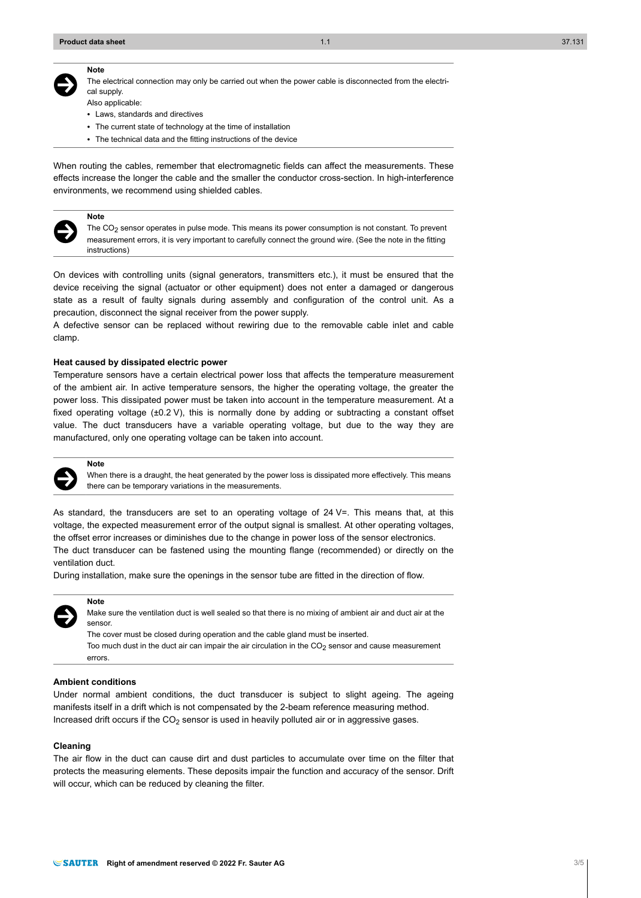**Note**

The electrical connection may only be carried out when the power cable is disconnected from the electrical supply.

Also applicable:

- Laws, standards and directives
- The current state of technology at the time of installation
- The technical data and the fitting instructions of the device

When routing the cables, remember that electromagnetic fields can affect the measurements. These effects increase the longer the cable and the smaller the conductor cross-section. In high-interference environments, we recommend using shielded cables.

**Note**

The $CO_2$ sensor operates in pulse mode. This means its power consumption is not constant. To prevent measurement errors, it is very important to carefully connect the ground wire. (See the note in the fitting instructions)

On devices with controlling units (signal generators, transmitters etc.), it must be ensured that the device receiving the signal (actuator or other equipment) does not enter a damaged or dangerous state as a result of faulty signals during assembly and configuration of the control unit. As a precaution, disconnect the signal receiver from the power supply.

A defective sensor can be replaced without rewiring due to the removable cable inlet and cable clamp.

### Heat caused by dissipated electric power

Temperature sensors have a certain electrical power loss that affects the temperature measurement of the ambient air. In active temperature sensors, the higher the operating voltage, the greater the power loss. This dissipated power must be taken into account in the temperature measurement. At a fixed operating voltage (±0.2 V), this is normally done by adding or subtracting a constant offset value. The duct transducers have a variable operating voltage, but due to the way they are manufactured, only one operating voltage can be taken into account.

**Note**

When there is a draught, the heat generated by the power loss is dissipated more effectively. This means there can be temporary variations in the measurements.

As standard, the transducers are set to an operating voltage of 24 V=. This means that, at this voltage, the expected measurement error of the output signal is smallest. At other operating voltages, the offset error increases or diminishes due to the change in power loss of the sensor electronics.

The duct transducer can be fastened using the mounting flange (recommended) or directly on the ventilation duct.

During installation, make sure the openings in the sensor tube are fitted in the direction of flow.

**Note**

Make sure the ventilation duct is well sealed so that there is no mixing of ambient air and duct air at the sensor.

The cover must be closed during operation and the cable gland must be inserted.

Too much dust in the duct air can impair the air circulation in the $CO_2$ sensor and cause measurement errors.

### Ambient conditions

Under normal ambient conditions, the duct transducer is subject to slight ageing. The ageing manifests itself in a drift which is not compensated by the 2-beam reference measuring method.

Increased drift occurs if the $CO_2$ sensor is used in heavily polluted air or in aggressive gases.

### Cleaning

The air flow in the duct can cause dirt and dust particles to accumulate over time on the filter that protects the measuring elements. These deposits impair the function and accuracy of the sensor. Drift will occur, which can be reduced by cleaning the filter.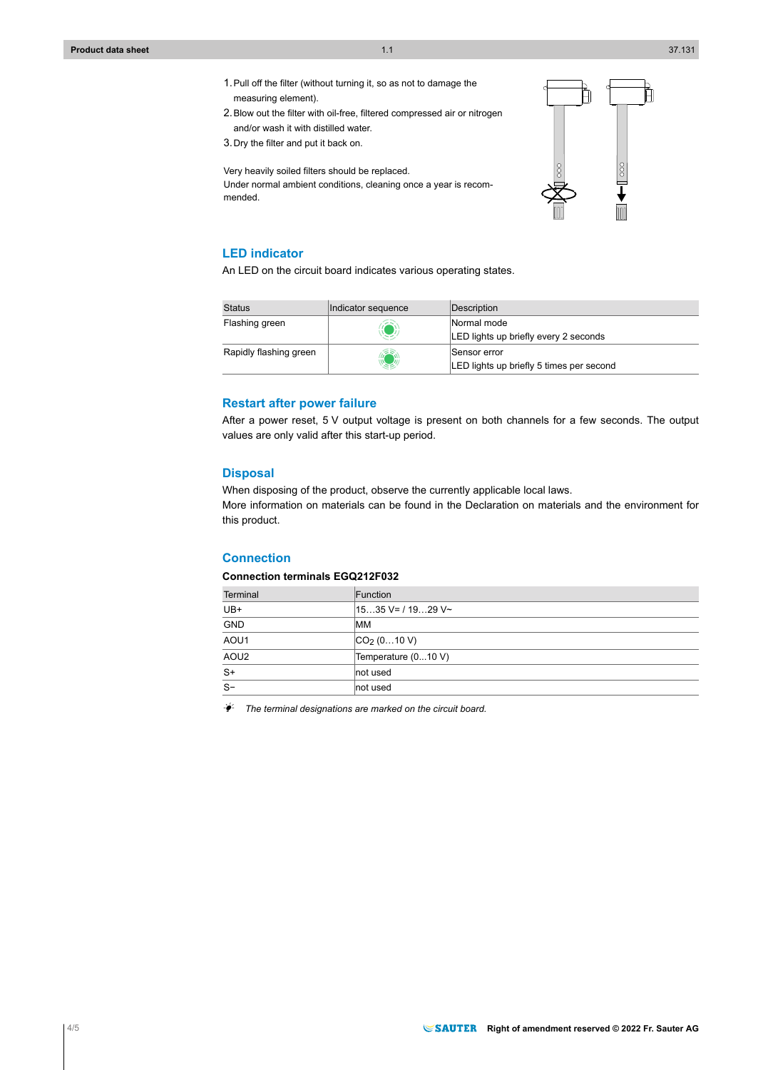1. Pull off the filter (without turning it, so as not to damage the measuring element).
2. Blow out the filter with oil-free, filtered compressed air or nitrogen and/or wash it with distilled water.
3. Dry the filter and put it back on.

Very heavily soiled filters should be replaced.
Under normal ambient conditions, cleaning once a year is recommended.

## LED indicator

An LED on the circuit board indicates various operating states.

| Status | Indicator sequence | Description |
|---|---|---|
| Flashing green | | Normal mode<br>LED lights up briefly every 2 seconds |
| Rapidly flashing green | | Sensor error<br>LED lights up briefly 5 times per second |

## Restart after power failure

After a power reset, 5 V output voltage is present on both channels for a few seconds. The output values are only valid after this start-up period.

## Disposal

When disposing of the product, observe the currently applicable local laws.
More information on materials can be found in the Declaration on materials and the environment for this product.

## Connection

### Connection terminals EGQ212F032

| Terminal | Function |
|---|---|
| UB+ | 15…35 V= / 19…29 V~ |
| GND | MM |
| AOU1 | $CO_2$ (0…10 V) |
| AOU2 | Temperature (0...10 V) |
| S+ | not used |
| S− | not used |

*The terminal designations are marked on the circuit board.*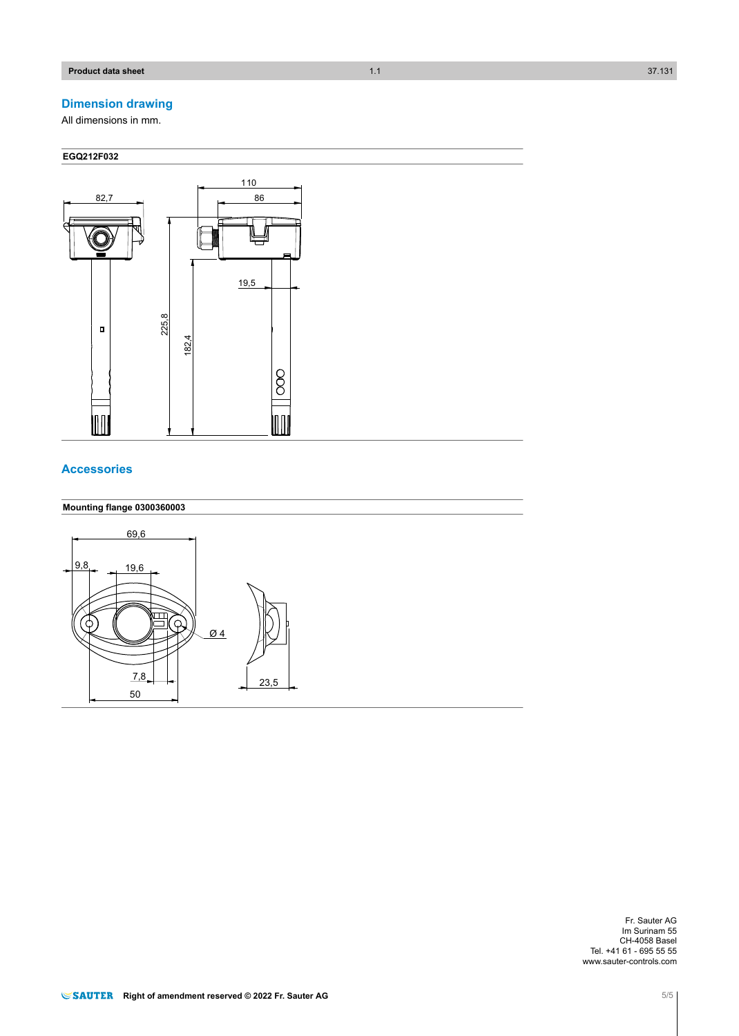## Dimension drawing

All dimensions in mm.

**EGQ212F032**

110

86

82,7

19,5

225,8

182,4

## Accessories

**Mounting flange 0300360003**

69,6

9,8

19,6

Ø 4

7,8

50

23,5

Fr. Sauter AG
Im Surinam 55
CH-4058 Basel
Tel. +41 61 - 695 55 55
www.sauter-controls.com

**Right of amendment reserved © 2022 Fr. Sauter AG**